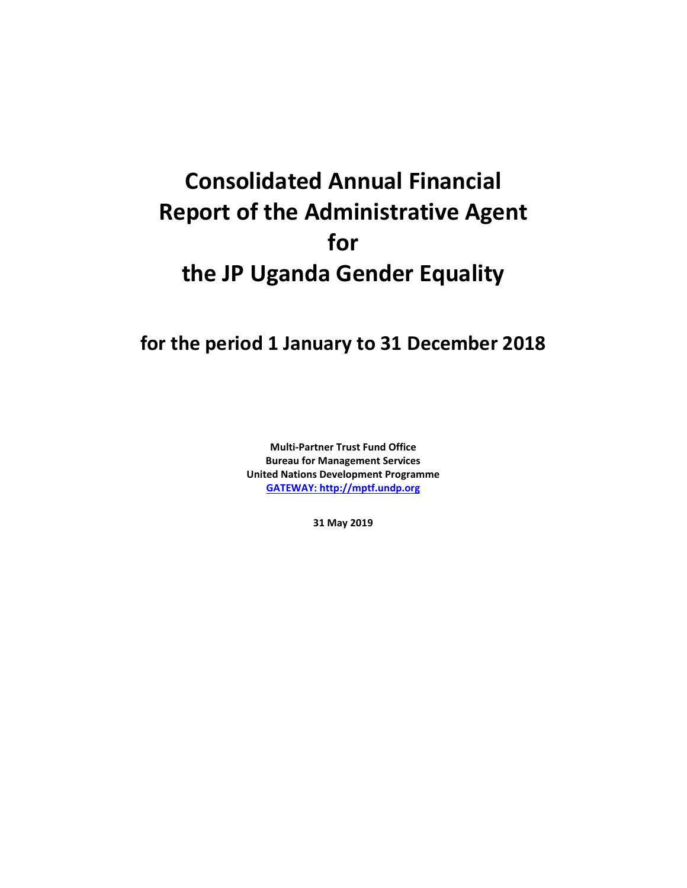# Consolidated Annual Financial Report of the Administrative Agent for the JP Uganda Gender Equality

## for the period 1 January to 31 December 2018

**Multi-Partner Trust Fund Office**
**Bureau for Management Services**
**United Nations Development Programme**
**[GATEWAY: http://mptf.undp.org](http://mptf.undp.org)**

**31 May 2019**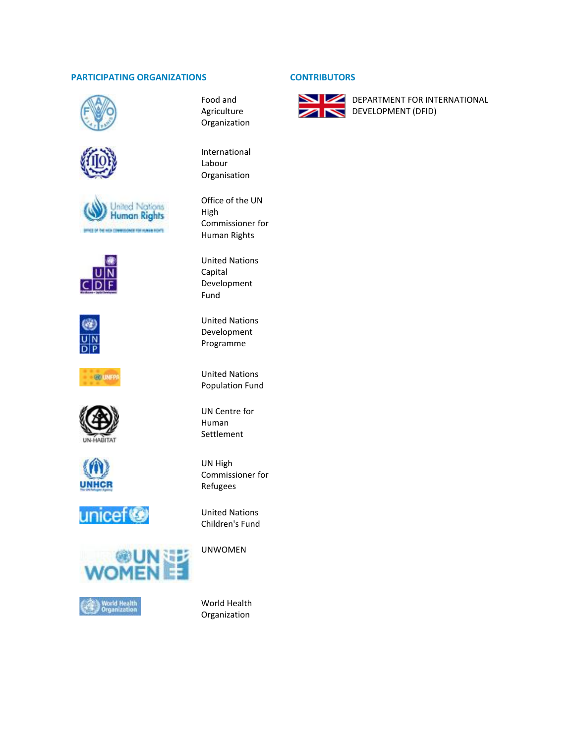## PARTICIPATING ORGANIZATIONS

- Food and Agriculture Organization
- International Labour Organisation
- Office of the UN High Commissioner for Human Rights
- United Nations Capital Development Fund
- United Nations Development Programme
- United Nations Population Fund
- UN Centre for Human Settlement
- UN High Commissioner for Refugees
- United Nations Children's Fund
- UNWOMEN
- World Health Organization

## CONTRIBUTORS

- DEPARTMENT FOR INTERNATIONAL DEVELOPMENT (DFID)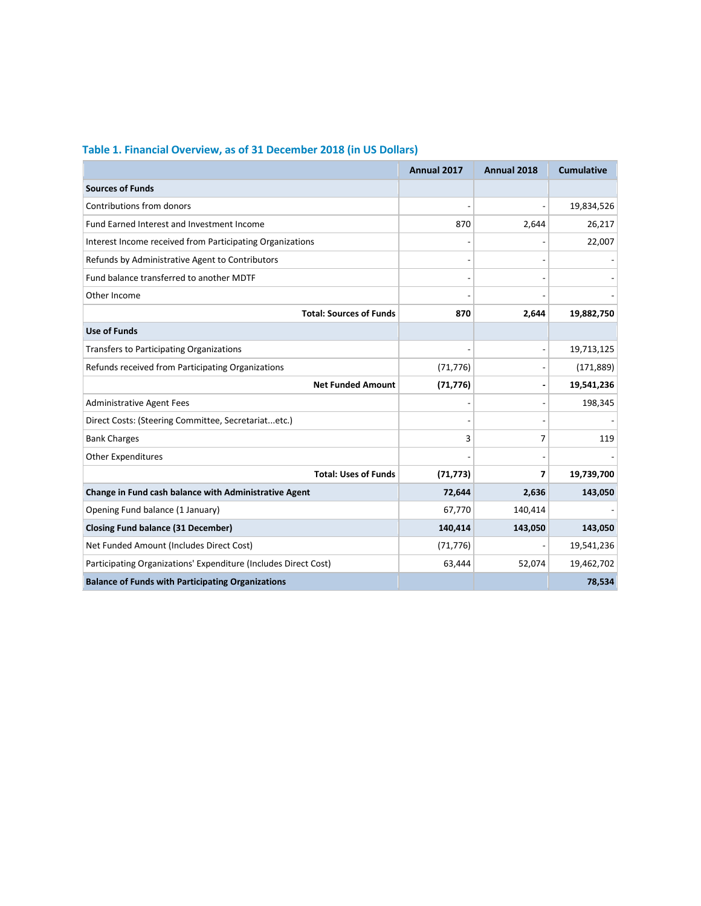### Table 1. Financial Overview, as of 31 December 2018 (in US Dollars)

| | Annual 2017 | Annual 2018 | Cumulative |
|---|---|---|---|
| **Sources of Funds** | | | |
| Contributions from donors | - | - | 19,834,526 |
| Fund Earned Interest and Investment Income | 870 | 2,644 | 26,217 |
| Interest Income received from Participating Organizations | - | - | 22,007 |
| Refunds by Administrative Agent to Contributors | - | - | - |
| Fund balance transferred to another MDTF | - | - | - |
| Other Income | - | - | - |
| **Total: Sources of Funds** | **870** | **2,644** | **19,882,750** |
| **Use of Funds** | | | |
| Transfers to Participating Organizations | - | - | 19,713,125 |
| Refunds received from Participating Organizations | (71,776) | - | (171,889) |
| **Net Funded Amount** | **(71,776)** | **-** | **19,541,236** |
| Administrative Agent Fees | - | - | 198,345 |
| Direct Costs: (Steering Committee, Secretariat...etc.) | - | - | - |
| Bank Charges | 3 | 7 | 119 |
| Other Expenditures | - | - | - |
| **Total: Uses of Funds** | **(71,773)** | **7** | **19,739,700** |
| **Change in Fund cash balance with Administrative Agent** | **72,644** | **2,636** | **143,050** |
| Opening Fund balance (1 January) | 67,770 | 140,414 | - |
| **Closing Fund balance (31 December)** | **140,414** | **143,050** | **143,050** |
| Net Funded Amount (Includes Direct Cost) | (71,776) | - | 19,541,236 |
| Participating Organizations' Expenditure (Includes Direct Cost) | 63,444 | 52,074 | 19,462,702 |
| **Balance of Funds with Participating Organizations** | | | **78,534** |